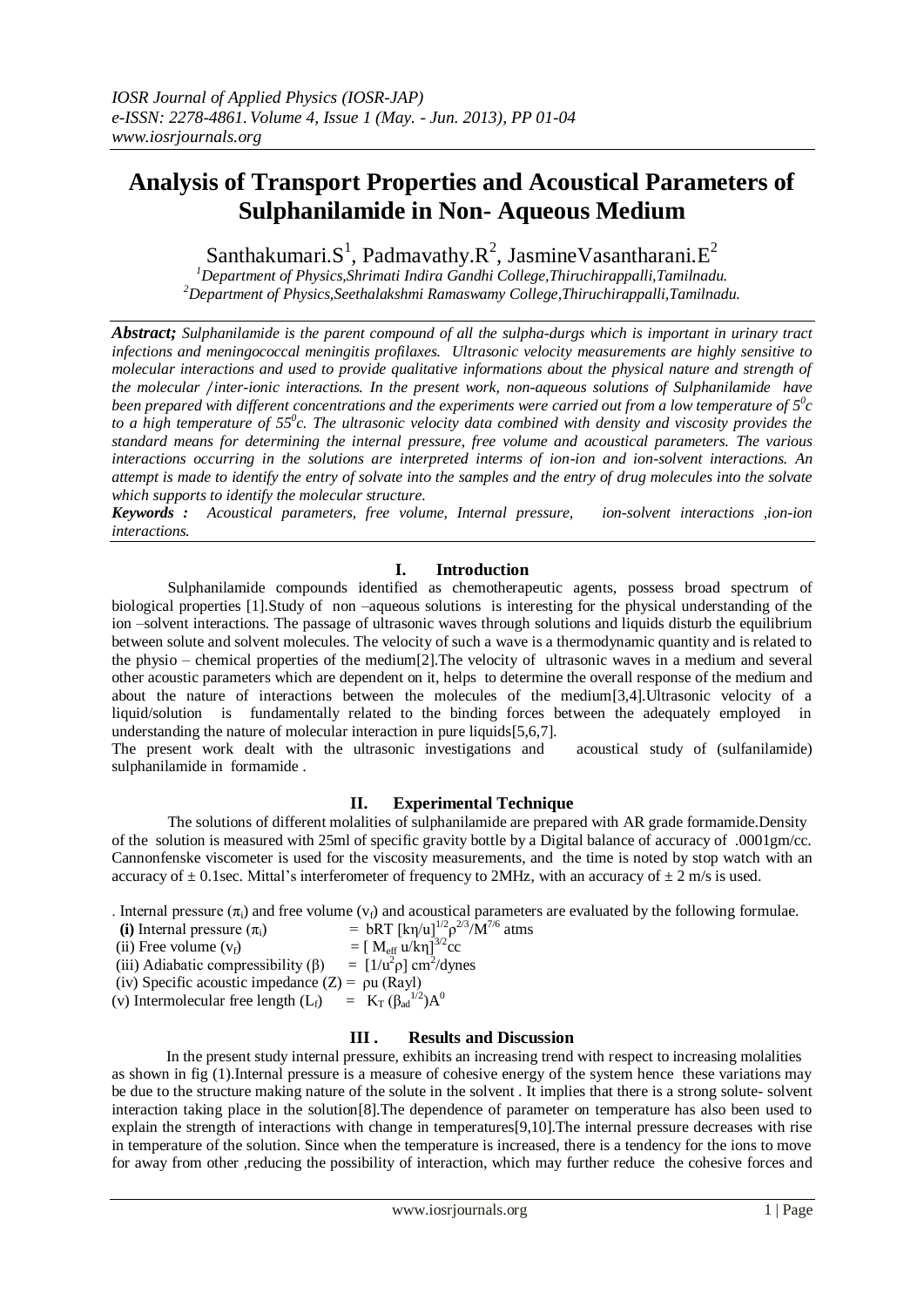# Analysis of Transport Properties and Acoustical Parameters of Sulphanilamide in Non- Aqueous Medium

Santhakumari.S[1], Padmavathy.R[2], JasmineVasantharani.E[2]

[1]*Department of Physics,Shrimati Indira Gandhi College,Thiruchirappalli,Tamilnadu.*
[2]*Department of Physics,Seethalakshmi Ramaswamy College,Thiruchirappalli,Tamilnadu.*

***Abstract;*** *Sulphanilamide is the parent compound of all the sulpha-durgs which is important in urinary tract infections and meningococcal meningitis profilaxes. Ultrasonic velocity measurements are highly sensitive to molecular interactions and used to provide qualitative informations about the physical nature and strength of the molecular /inter-ionic interactions. In the present work, non-aqueous solutions of Sulphanilamide have been prepared with different concentrations and the experiments were carried out from a low temperature of $5^0c$ to a high temperature of $55^0c$. The ultrasonic velocity data combined with density and viscosity provides the standard means for determining the internal pressure, free volume and acoustical parameters. The various interactions occurring in the solutions are interpreted interms of ion-ion and ion-solvent interactions. An attempt is made to identify the entry of solvate into the samples and the entry of drug molecules into the solvate which supports to identify the molecular structure.*

***Keywords :*** *Acoustical parameters, free volume, Internal pressure, ion-solvent interactions ,ion-ion interactions.*

## I. Introduction

Sulphanilamide compounds identified as chemotherapeutic agents, possess broad spectrum of biological properties [1].Study of non –aqueous solutions is interesting for the physical understanding of the ion –solvent interactions. The passage of ultrasonic waves through solutions and liquids disturb the equilibrium between solute and solvent molecules. The velocity of such a wave is a thermodynamic quantity and is related to the physio – chemical properties of the medium[2].The velocity of ultrasonic waves in a medium and several other acoustic parameters which are dependent on it, helps to determine the overall response of the medium and about the nature of interactions between the molecules of the medium[3,4].Ultrasonic velocity of a liquid/solution is fundamentally related to the binding forces between the adequately employed in understanding the nature of molecular interaction in pure liquids[5,6,7].

The present work dealt with the ultrasonic investigations and acoustical study of (sulfanilamide) sulphanilamide in formamide .

## II. Experimental Technique

The solutions of different molalities of sulphanilamide are prepared with AR grade formamide.Density of the solution is measured with 25ml of specific gravity bottle by a Digital balance of accuracy of .0001gm/cc. Cannonfenske viscometer is used for the viscosity measurements, and the time is noted by stop watch with an accuracy of ± 0.1sec. Mittal's interferometer of frequency to 2MHz, with an accuracy of ± 2 m/s is used.

. Internal pressure ($\pi_i$) and free volume ($v_f$) and acoustical parameters are evaluated by the following formulae.

**(i)** Internal pressure ($\pi_i$) $= bRT\,[k\eta/u]^{1/2}\rho^{2/3}/M^{7/6}$ atms

(ii) Free volume ($v_f$) $= [\,M_{eff}\,u/k\eta]^{3/2}$cc

(iii) Adiabatic compressibility ($\beta$) $= [1/u^2\rho]$ cm$^2$/dynes

(iv) Specific acoustic impedance ($Z$) $= \rho u$ (Rayl)

(v) Intermolecular free length ($L_f$) $= K_T\,(\beta_{ad}^{1/2})A^0$

## III . Results and Discussion

In the present study internal pressure, exhibits an increasing trend with respect to increasing molalities as shown in fig (1).Internal pressure is a measure of cohesive energy of the system hence these variations may be due to the structure making nature of the solute in the solvent . It implies that there is a strong solute- solvent interaction taking place in the solution[8].The dependence of parameter on temperature has also been used to explain the strength of interactions with change in temperatures[9,10].The internal pressure decreases with rise in temperature of the solution. Since when the temperature is increased, there is a tendency for the ions to move for away from other ,reducing the possibility of interaction, which may further reduce the cohesive forces and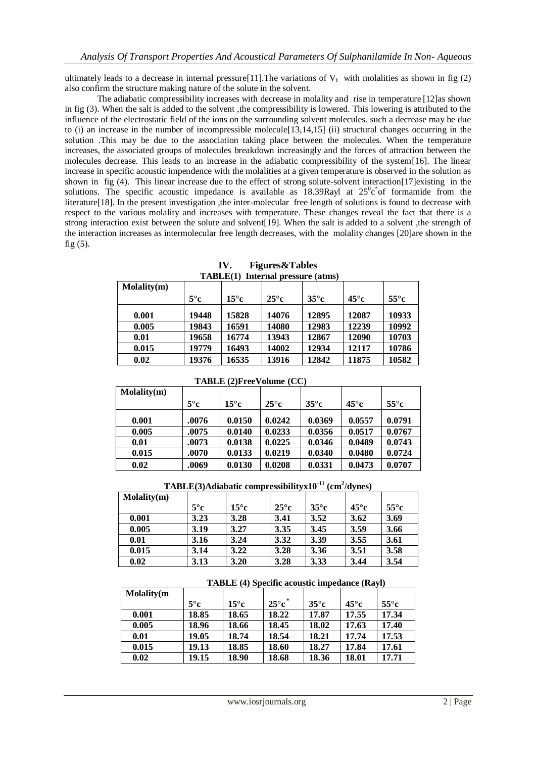ultimately leads to a decrease in internal pressure[11].The variations of $V_f$ with molalities as shown in fig (2) also confirm the structure making nature of the solute in the solvent.

The adiabatic compressibility increases with decrease in molality and rise in temperature [12]as shown in fig (3). When the salt is added to the solvent ,the compressibility is lowered. This lowering is attributed to the influence of the electrostatic field of the ions on the surrounding solvent molecules. such a decrease may be due to (i) an increase in the number of incompressible molecule[13,14,15] (ii) structural changes occurring in the solution .This may be due to the association taking place between the molecules. When the temperature increases, the associated groups of molecules breakdown increasingly and the forces of attraction between the molecules decrease. This leads to an increase in the adiabatic compressibility of the system[16]. The linear increase in specific acoustic impendence with the molalities at a given temperature is observed in the solution as shown in fig (4). This linear increase due to the effect of strong solute-solvent interaction[17]existing in the solutions. The specific acoustic impedance is available as 18.39Rayl at $25^0c^*$ of formamide from the literature[18]. In the present investigation ,the inter-molecular free length of solutions is found to decrease with respect to the various molality and increases with temperature. These changes reveal the fact that there is a strong interaction exist between the solute and solvent[19]. When the salt is added to a solvent ,the strength of the interaction increases as intermolecular free length decreases, with the molality changes [20]are shown in the fig (5).

## IV. Figures&Tables

**TABLE(1) Internal pressure (atms)**

| Molality(m) | 5°c | 15°c | 25°c | 35°c | 45°c | 55°c |
|---|---|---|---|---|---|---|
| 0.001 | 19448 | 15828 | 14076 | 12895 | 12087 | 10933 |
| 0.005 | 19843 | 16591 | 14080 | 12983 | 12239 | 10992 |
| 0.01 | 19658 | 16774 | 13943 | 12867 | 12090 | 10703 |
| 0.015 | 19779 | 16493 | 14002 | 12934 | 12117 | 10786 |
| 0.02 | 19376 | 16535 | 13916 | 12842 | 11875 | 10582 |

**TABLE (2)FreeVolume (CC)**

| Molality(m) | 5°c | 15°c | 25°c | 35°c | 45°c | 55°c |
|---|---|---|---|---|---|---|
| 0.001 | .0076 | 0.0150 | 0.0242 | 0.0369 | 0.0557 | 0.0791 |
| 0.005 | .0075 | 0.0140 | 0.0233 | 0.0356 | 0.0517 | 0.0767 |
| 0.01 | .0073 | 0.0138 | 0.0225 | 0.0346 | 0.0489 | 0.0743 |
| 0.015 | .0070 | 0.0133 | 0.0219 | 0.0340 | 0.0480 | 0.0724 |
| 0.02 | .0069 | 0.0130 | 0.0208 | 0.0331 | 0.0473 | 0.0707 |

**TABLE(3)Adiabatic compressibilityx$10^{-11}$ ($cm^2$/dynes)**

| Molality(m) | 5°c | 15°c | 25°c | 35°c | 45°c | 55°c |
|---|---|---|---|---|---|---|
| 0.001 | 3.23 | 3.28 | 3.41 | 3.52 | 3.62 | 3.69 |
| 0.005 | 3.19 | 3.27 | 3.35 | 3.45 | 3.59 | 3.66 |
| 0.01 | 3.16 | 3.24 | 3.32 | 3.39 | 3.55 | 3.61 |
| 0.015 | 3.14 | 3.22 | 3.28 | 3.36 | 3.51 | 3.58 |
| 0.02 | 3.13 | 3.20 | 3.28 | 3.33 | 3.44 | 3.54 |

**TABLE (4) Specific acoustic impedance (Rayl)**

| Molality(m | 5°c | 15°c | 25°c* | 35°c | 45°c | 55°c |
|---|---|---|---|---|---|---|
| 0.001 | 18.85 | 18.65 | 18.22 | 17.87 | 17.55 | 17.34 |
| 0.005 | 18.96 | 18.66 | 18.45 | 18.02 | 17.63 | 17.40 |
| 0.01 | 19.05 | 18.74 | 18.54 | 18.21 | 17.74 | 17.53 |
| 0.015 | 19.13 | 18.85 | 18.60 | 18.27 | 17.84 | 17.61 |
| 0.02 | 19.15 | 18.90 | 18.68 | 18.36 | 18.01 | 17.71 |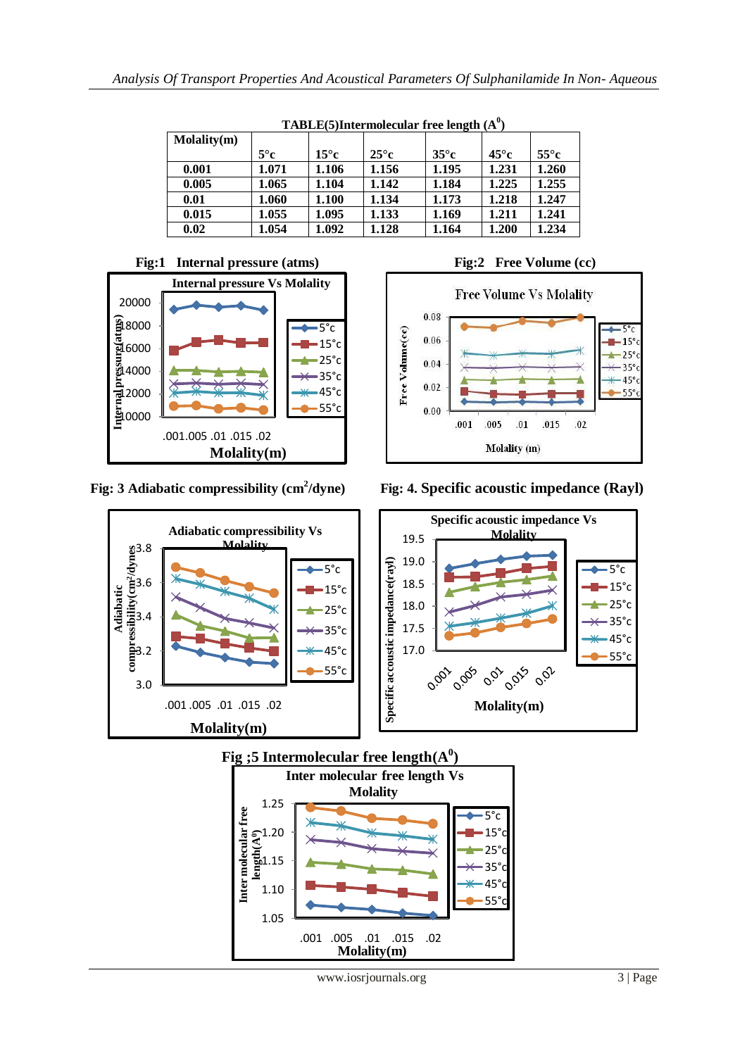**TABLE(5)Intermolecular free length ($A^0$)**

| Molality(m) | 5°c | 15°c | 25°c | 35°c | 45°c | 55°c |
|---|---|---|---|---|---|---|
| 0.001 | 1.071 | 1.106 | 1.156 | 1.195 | 1.231 | 1.260 |
| 0.005 | 1.065 | 1.104 | 1.142 | 1.184 | 1.225 | 1.255 |
| 0.01 | 1.060 | 1.100 | 1.134 | 1.173 | 1.218 | 1.247 |
| 0.015 | 1.055 | 1.095 | 1.133 | 1.169 | 1.211 | 1.241 |
| 0.02 | 1.054 | 1.092 | 1.128 | 1.164 | 1.200 | 1.234 |

**Fig:1 Internal pressure (atms)**

**Fig:2 Free Volume (cc)**

**Fig: 3 Adiabatic compressibility ($cm^2$/dyne)**

**Fig: 4. Specific acoustic impedance (Rayl)**

**Fig ;5 Intermolecular free length($A^0$)**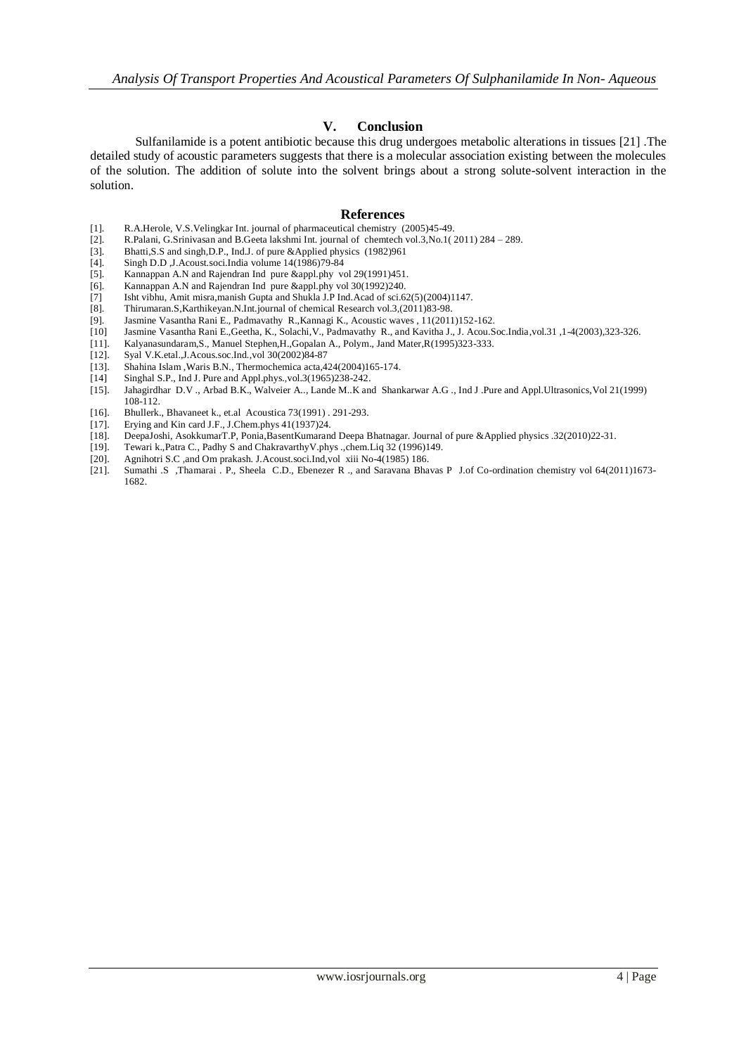## V. Conclusion

Sulfanilamide is a potent antibiotic because this drug undergoes metabolic alterations in tissues [21] .The detailed study of acoustic parameters suggests that there is a molecular association existing between the molecules of the solution. The addition of solute into the solvent brings about a strong solute-solvent interaction in the solution.

## References

[1]. R.A.Herole, V.S.Velingkar Int. journal of pharmaceutical chemistry (2005)45-49.
[2]. R.Palani, G.Srinivasan and B.Geeta lakshmi Int. journal of chemtech vol.3,No.1( 2011) 284 – 289.
[3]. Bhatti,S.S and singh,D.P., Ind.J. of pure &Applied physics (1982)961
[4]. Singh D.D ,J.Acoust.soci.India volume 14(1986)79-84
[5]. Kannappan A.N and Rajendran Ind pure &appl.phy vol 29(1991)451.
[6]. Kannappan A.N and Rajendran Ind pure &appl.phy vol 30(1992)240.
[7] Isht vibhu, Amit misra,manish Gupta and Shukla J.P Ind.Acad of sci.62(5)(2004)1147.
[8]. Thirumaran.S,Karthikeyan.N.Int.journal of chemical Research vol.3,(2011)83-98.
[9]. Jasmine Vasantha Rani E., Padmavathy R.,Kannagi K., Acoustic waves , 11(2011)152-162.
[10] Jasmine Vasantha Rani E.,Geetha, K., Solachi,V., Padmavathy R., and Kavitha J., J. Acou.Soc.India,vol.31 ,1-4(2003),323-326.
[11]. Kalyanasundaram,S., Manuel Stephen,H.,Gopalan A., Polym., Jand Mater,R(1995)323-333.
[12]. Syal V.K.etal.,J.Acous.soc.Ind.,vol 30(2002)84-87
[13]. Shahina Islam ,Waris B.N., Thermochemica acta,424(2004)165-174.
[14] Singhal S.P., Ind J. Pure and Appl.phys.,vol.3(1965)238-242.
[15]. Jahagirdhar D.V ., Arbad B.K., Walveier A.., Lande M..K and Shankarwar A.G ., Ind J .Pure and Appl.Ultrasonics,Vol 21(1999) 108-112.
[16]. Bhullerk., Bhavaneet k., et.al Acoustica 73(1991) . 291-293.
[17]. Erying and Kin card J.F., J.Chem.phys 41(1937)24.
[18]. DeepaJoshi, AsokkumarT.P, Ponia,BasentKumarand Deepa Bhatnagar. Journal of pure &Applied physics .32(2010)22-31.
[19]. Tewari k.,Patra C., Padhy S and ChakravarthyV.phys .,chem.Liq 32 (1996)149.
[20]. Agnihotri S.C ,and Om prakash. J.Acoust.soci.Ind,vol xiii No-4(1985) 186.
[21]. Sumathi .S ,Thamarai . P., Sheela C.D., Ebenezer R ., and Saravana Bhavas P J.of Co-ordination chemistry vol 64(2011)1673-1682.